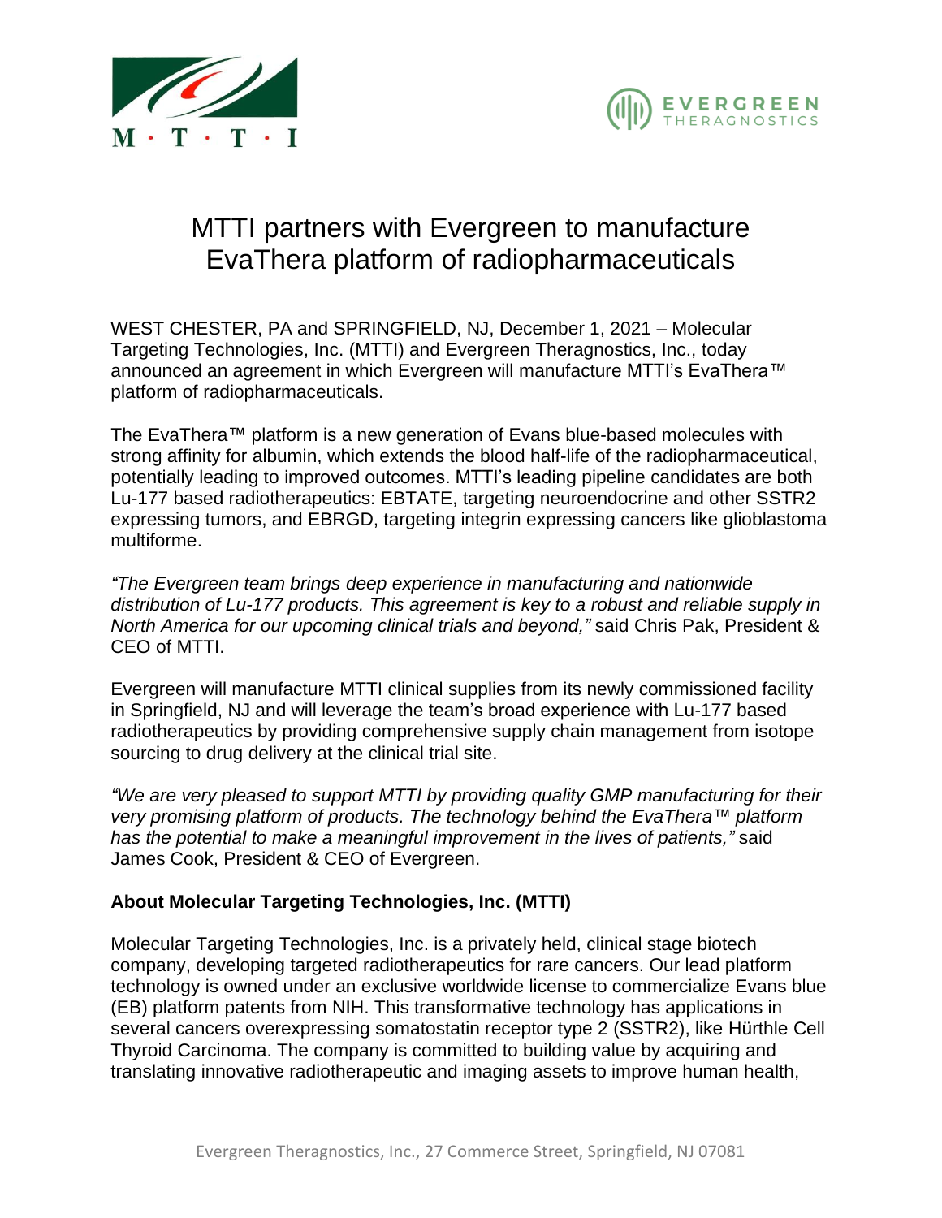# MTTI partners with Evergreen to manufacture EvaThera platform of radiopharmaceuticals

WEST CHESTER, PA and SPRINGFIELD, NJ, December 1, 2021 – Molecular Targeting Technologies, Inc. (MTTI) and Evergreen Theragnostics, Inc., today announced an agreement in which Evergreen will manufacture MTTI's EvaThera™ platform of radiopharmaceuticals.

The EvaThera™ platform is a new generation of Evans blue-based molecules with strong affinity for albumin, which extends the blood half-life of the radiopharmaceutical, potentially leading to improved outcomes. MTTI's leading pipeline candidates are both Lu-177 based radiotherapeutics: EBTATE, targeting neuroendocrine and other SSTR2 expressing tumors, and EBRGD, targeting integrin expressing cancers like glioblastoma multiforme.

*"The Evergreen team brings deep experience in manufacturing and nationwide distribution of Lu-177 products. This agreement is key to a robust and reliable supply in North America for our upcoming clinical trials and beyond,"* said Chris Pak, President & CEO of MTTI.

Evergreen will manufacture MTTI clinical supplies from its newly commissioned facility in Springfield, NJ and will leverage the team's broad experience with Lu-177 based radiotherapeutics by providing comprehensive supply chain management from isotope sourcing to drug delivery at the clinical trial site.

*"We are very pleased to support MTTI by providing quality GMP manufacturing for their very promising platform of products. The technology behind the EvaThera™ platform has the potential to make a meaningful improvement in the lives of patients,"* said James Cook, President & CEO of Evergreen.

**About Molecular Targeting Technologies, Inc. (MTTI)**

Molecular Targeting Technologies, Inc. is a privately held, clinical stage biotech company, developing targeted radiotherapeutics for rare cancers. Our lead platform technology is owned under an exclusive worldwide license to commercialize Evans blue (EB) platform patents from NIH. This transformative technology has applications in several cancers overexpressing somatostatin receptor type 2 (SSTR2), like Hürthle Cell Thyroid Carcinoma. The company is committed to building value by acquiring and translating innovative radiotherapeutic and imaging assets to improve human health,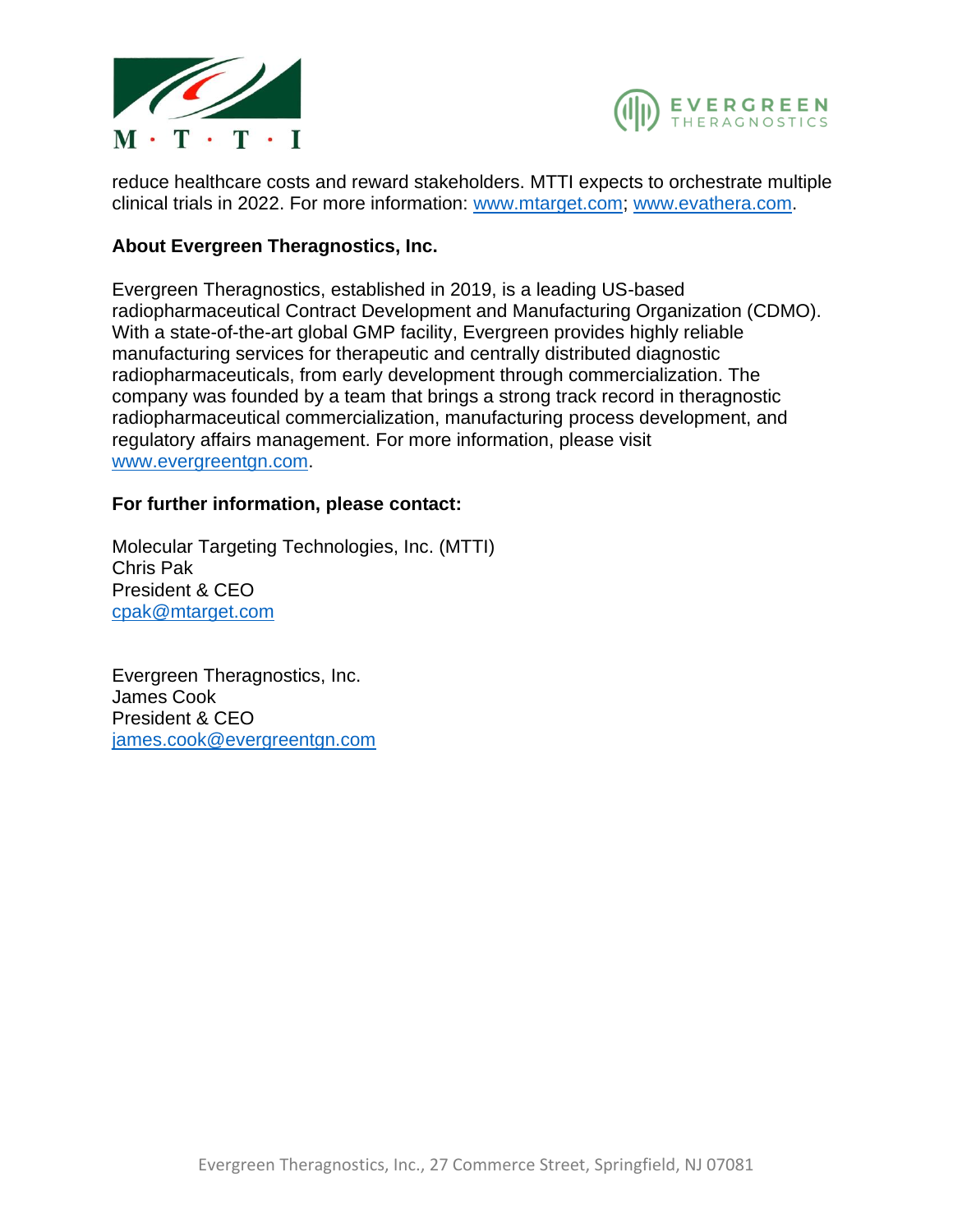reduce healthcare costs and reward stakeholders. MTTI expects to orchestrate multiple clinical trials in 2022. For more information: www.mtarget.com; www.evathera.com.

**About Evergreen Theragnostics, Inc.**

Evergreen Theragnostics, established in 2019, is a leading US-based radiopharmaceutical Contract Development and Manufacturing Organization (CDMO). With a state-of-the-art global GMP facility, Evergreen provides highly reliable manufacturing services for therapeutic and centrally distributed diagnostic radiopharmaceuticals, from early development through commercialization. The company was founded by a team that brings a strong track record in theragnostic radiopharmaceutical commercialization, manufacturing process development, and regulatory affairs management. For more information, please visit www.evergreentgn.com.

**For further information, please contact:**

Molecular Targeting Technologies, Inc. (MTTI)
Chris Pak
President & CEO
cpak@mtarget.com

Evergreen Theragnostics, Inc.
James Cook
President & CEO
james.cook@evergreentgn.com